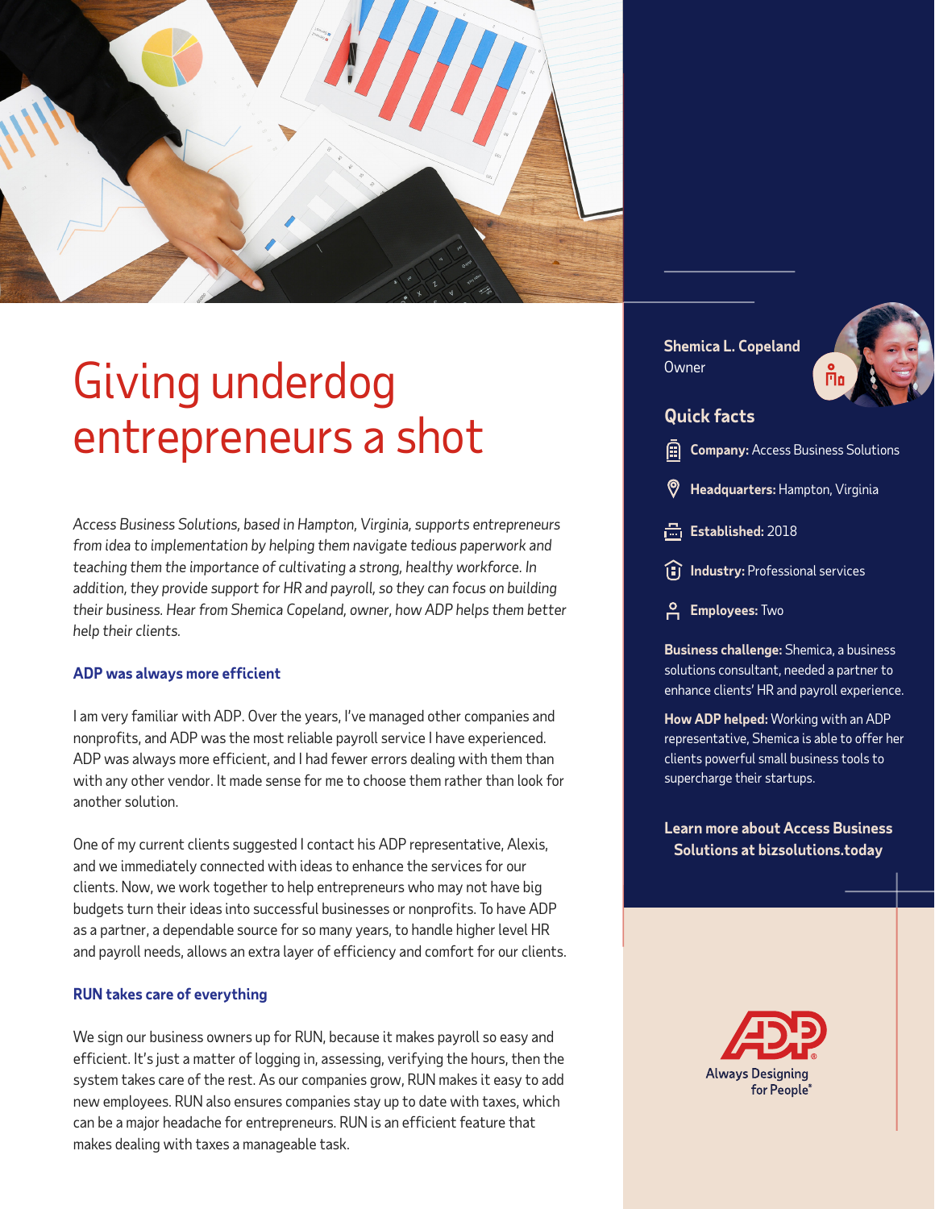# Giving underdog entrepreneurs a shot

*Access Business Solutions, based in Hampton, Virginia, supports entrepreneurs from idea to implementation by helping them navigate tedious paperwork and teaching them the importance of cultivating a strong, healthy workforce. In addition, they provide support for HR and payroll, so they can focus on building their business. Hear from Shemica Copeland, owner, how ADP helps them better help their clients.*

### ADP was always more efficient

I am very familiar with ADP. Over the years, I've managed other companies and nonprofits, and ADP was the most reliable payroll service I have experienced. ADP was always more efficient, and I had fewer errors dealing with them than with any other vendor. It made sense for me to choose them rather than look for another solution.

One of my current clients suggested I contact his ADP representative, Alexis, and we immediately connected with ideas to enhance the services for our clients. Now, we work together to help entrepreneurs who may not have big budgets turn their ideas into successful businesses or nonprofits. To have ADP as a partner, a dependable source for so many years, to handle higher level HR and payroll needs, allows an extra layer of efficiency and comfort for our clients.

### RUN takes care of everything

We sign our business owners up for RUN, because it makes payroll so easy and efficient. It's just a matter of logging in, assessing, verifying the hours, then the system takes care of the rest. As our companies grow, RUN makes it easy to add new employees. RUN also ensures companies stay up to date with taxes, which can be a major headache for entrepreneurs. RUN is an efficient feature that makes dealing with taxes a manageable task.

**Shemica L. Copeland**
Owner

## Quick facts

- **Company:** Access Business Solutions
- **Headquarters:** Hampton, Virginia
- **Established:** 2018
- **Industry:** Professional services
- **Employees:** Two

**Business challenge:** Shemica, a business solutions consultant, needed a partner to enhance clients' HR and payroll experience.

**How ADP helped:** Working with an ADP representative, Shemica is able to offer her clients powerful small business tools to supercharge their startups.

**Learn more about Access Business Solutions at bizsolutions.today**

ADP®
Always Designing for People®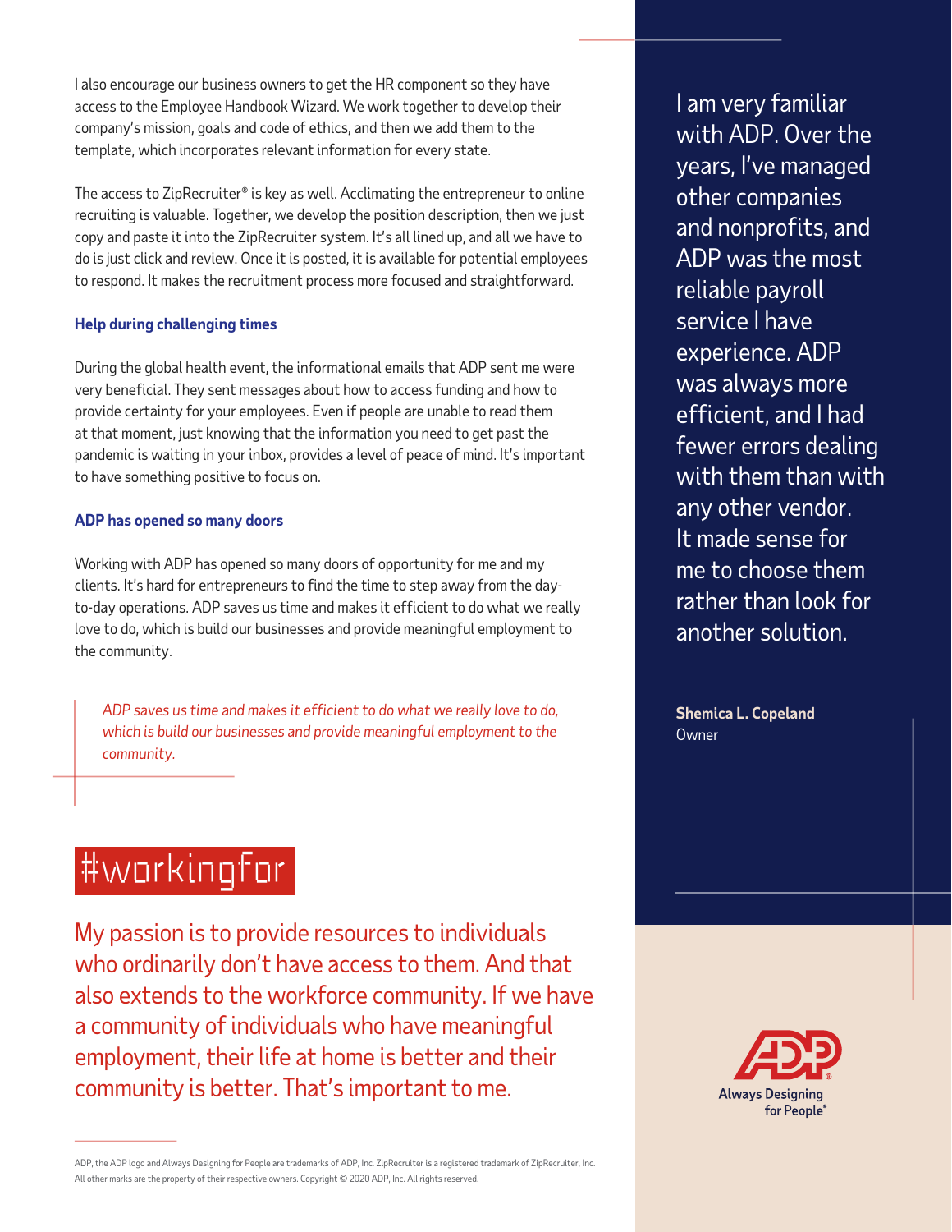I also encourage our business owners to get the HR component so they have access to the Employee Handbook Wizard. We work together to develop their company's mission, goals and code of ethics, and then we add them to the template, which incorporates relevant information for every state.

The access to ZipRecruiter® is key as well. Acclimating the entrepreneur to online recruiting is valuable. Together, we develop the position description, then we just copy and paste it into the ZipRecruiter system. It's all lined up, and all we have to do is just click and review. Once it is posted, it is available for potential employees to respond. It makes the recruitment process more focused and straightforward.

### Help during challenging times

During the global health event, the informational emails that ADP sent me were very beneficial. They sent messages about how to access funding and how to provide certainty for your employees. Even if people are unable to read them at that moment, just knowing that the information you need to get past the pandemic is waiting in your inbox, provides a level of peace of mind. It's important to have something positive to focus on.

### ADP has opened so many doors

Working with ADP has opened so many doors of opportunity for me and my clients. It's hard for entrepreneurs to find the time to step away from the day-to-day operations. ADP saves us time and makes it efficient to do what we really love to do, which is build our businesses and provide meaningful employment to the community.

> *ADP saves us time and makes it efficient to do what we really love to do, which is build our businesses and provide meaningful employment to the community.*

## #workingfor

My passion is to provide resources to individuals who ordinarily don't have access to them. And that also extends to the workforce community. If we have a community of individuals who have meaningful employment, their life at home is better and their community is better. That's important to me.

I am very familiar with ADP. Over the years, I've managed other companies and nonprofits, and ADP was the most reliable payroll service I have experience. ADP was always more efficient, and I had fewer errors dealing with them than with any other vendor. It made sense for me to choose them rather than look for another solution.

**Shemica L. Copeland**
Owner

ADP
Always Designing for People®

ADP, the ADP logo and Always Designing for People are trademarks of ADP, Inc. ZipRecruiter is a registered trademark of ZipRecruiter, Inc. All other marks are the property of their respective owners. Copyright © 2020 ADP, Inc. All rights reserved.